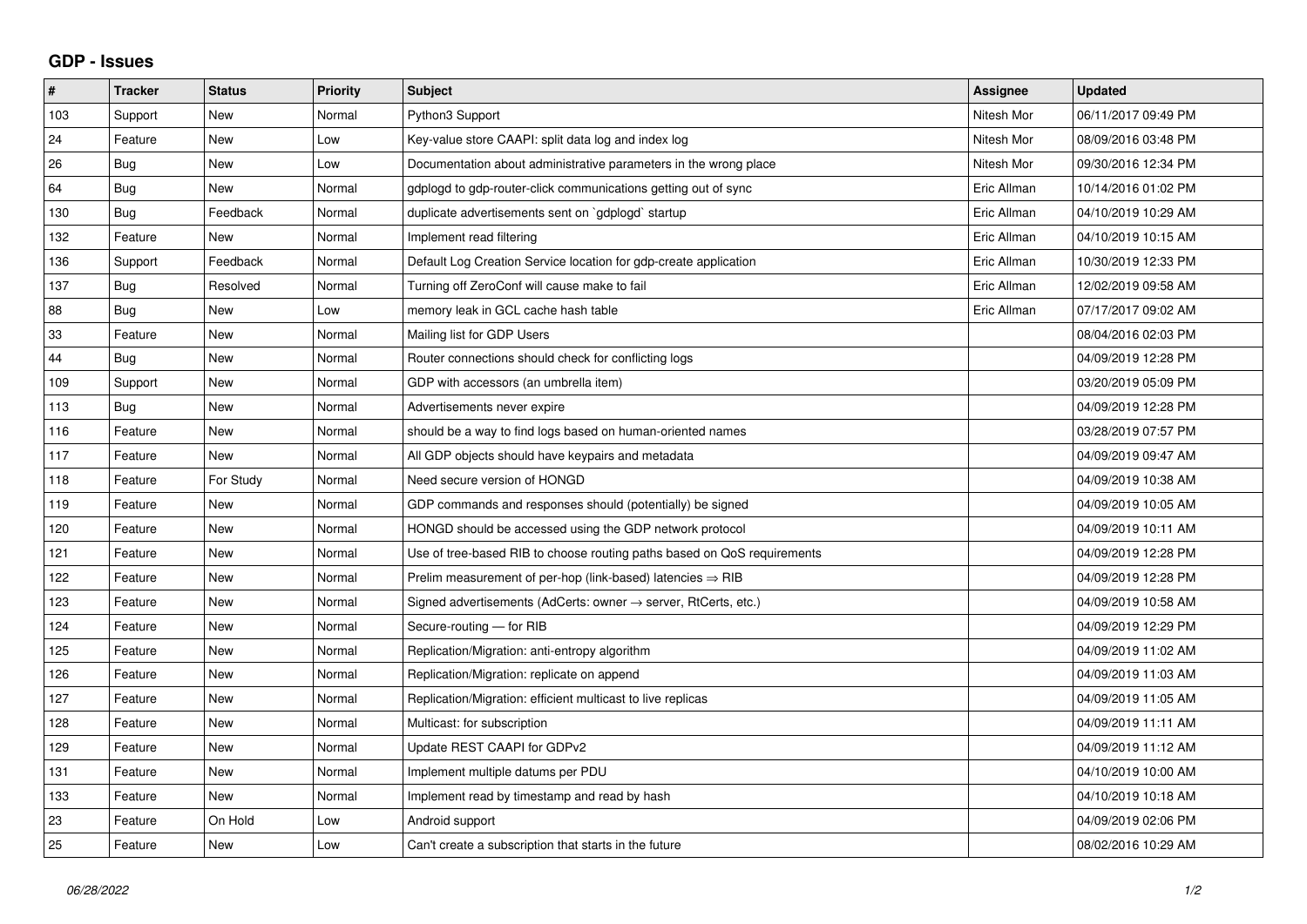## GDP - Issues

| # | Tracker | Status | Priority | Subject | Assignee | Updated |
|---|---|---|---|---|---|---|
| 103 | Support | New | Normal | Python3 Support | Nitesh Mor | 06/11/2017 09:49 PM |
| 24 | Feature | New | Low | Key-value store CAAPI: split data log and index log | Nitesh Mor | 08/09/2016 03:48 PM |
| 26 | Bug | New | Low | Documentation about administrative parameters in the wrong place | Nitesh Mor | 09/30/2016 12:34 PM |
| 64 | Bug | New | Normal | gdplogd to gdp-router-click communications getting out of sync | Eric Allman | 10/14/2016 01:02 PM |
| 130 | Bug | Feedback | Normal | duplicate advertisements sent on `gdplogd` startup | Eric Allman | 04/10/2019 10:29 AM |
| 132 | Feature | New | Normal | Implement read filtering | Eric Allman | 04/10/2019 10:15 AM |
| 136 | Support | Feedback | Normal | Default Log Creation Service location for gdp-create application | Eric Allman | 10/30/2019 12:33 PM |
| 137 | Bug | Resolved | Normal | Turning off ZeroConf will cause make to fail | Eric Allman | 12/02/2019 09:58 AM |
| 88 | Bug | New | Low | memory leak in GCL cache hash table | Eric Allman | 07/17/2017 09:02 AM |
| 33 | Feature | New | Normal | Mailing list for GDP Users | | 08/04/2016 02:03 PM |
| 44 | Bug | New | Normal | Router connections should check for conflicting logs | | 04/09/2019 12:28 PM |
| 109 | Support | New | Normal | GDP with accessors (an umbrella item) | | 03/20/2019 05:09 PM |
| 113 | Bug | New | Normal | Advertisements never expire | | 04/09/2019 12:28 PM |
| 116 | Feature | New | Normal | should be a way to find logs based on human-oriented names | | 03/28/2019 07:57 PM |
| 117 | Feature | New | Normal | All GDP objects should have keypairs and metadata | | 04/09/2019 09:47 AM |
| 118 | Feature | For Study | Normal | Need secure version of HONGD | | 04/09/2019 10:38 AM |
| 119 | Feature | New | Normal | GDP commands and responses should (potentially) be signed | | 04/09/2019 10:05 AM |
| 120 | Feature | New | Normal | HONGD should be accessed using the GDP network protocol | | 04/09/2019 10:11 AM |
| 121 | Feature | New | Normal | Use of tree-based RIB to choose routing paths based on QoS requirements | | 04/09/2019 12:28 PM |
| 122 | Feature | New | Normal | Prelim measurement of per-hop (link-based) latencies ⇒ RIB | | 04/09/2019 12:28 PM |
| 123 | Feature | New | Normal | Signed advertisements (AdCerts: owner → server, RtCerts, etc.) | | 04/09/2019 10:58 AM |
| 124 | Feature | New | Normal | Secure-routing — for RIB | | 04/09/2019 12:29 PM |
| 125 | Feature | New | Normal | Replication/Migration: anti-entropy algorithm | | 04/09/2019 11:02 AM |
| 126 | Feature | New | Normal | Replication/Migration: replicate on append | | 04/09/2019 11:03 AM |
| 127 | Feature | New | Normal | Replication/Migration: efficient multicast to live replicas | | 04/09/2019 11:05 AM |
| 128 | Feature | New | Normal | Multicast: for subscription | | 04/09/2019 11:11 AM |
| 129 | Feature | New | Normal | Update REST CAAPI for GDPv2 | | 04/09/2019 11:12 AM |
| 131 | Feature | New | Normal | Implement multiple datums per PDU | | 04/10/2019 10:00 AM |
| 133 | Feature | New | Normal | Implement read by timestamp and read by hash | | 04/10/2019 10:18 AM |
| 23 | Feature | On Hold | Low | Android support | | 04/09/2019 02:06 PM |
| 25 | Feature | New | Low | Can't create a subscription that starts in the future | | 08/02/2016 10:29 AM |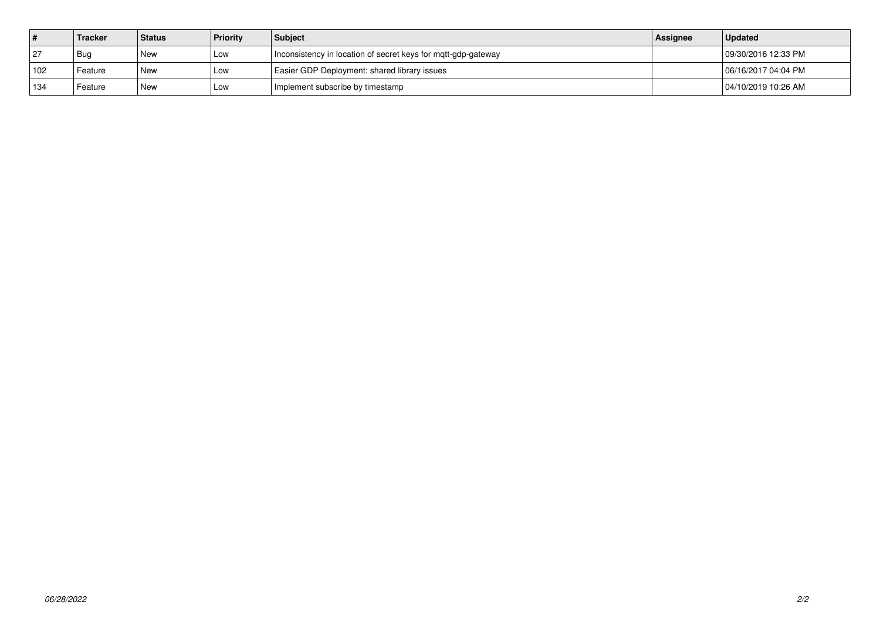| # | Tracker | Status | Priority | Subject | Assignee | Updated |
|---|---|---|---|---|---|---|
| 27 | Bug | New | Low | Inconsistency in location of secret keys for mqtt-gdp-gateway | | 09/30/2016 12:33 PM |
| 102 | Feature | New | Low | Easier GDP Deployment: shared library issues | | 06/16/2017 04:04 PM |
| 134 | Feature | New | Low | Implement subscribe by timestamp | | 04/10/2019 10:26 AM |